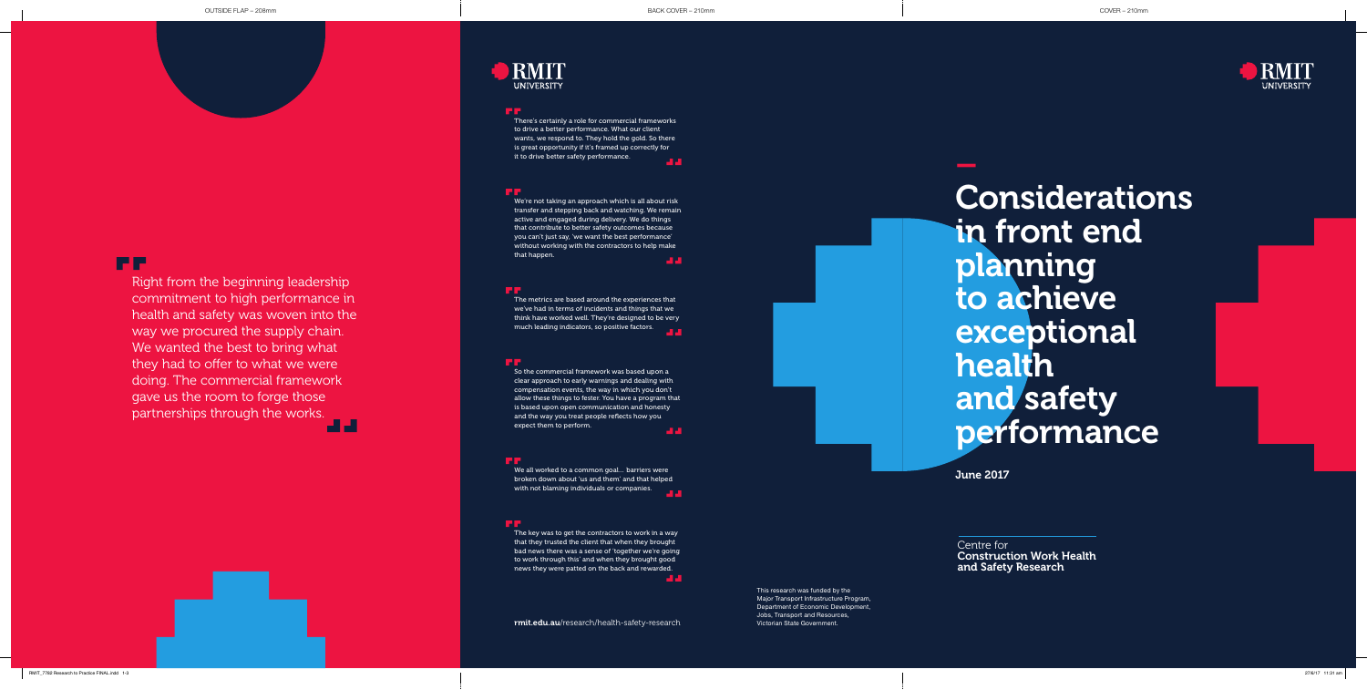> Right from the beginning leadership commitment to high performance in health and safety was woven into the way we procured the supply chain. We wanted the best to bring what they had to offer to what we were doing. The commercial framework gave us the room to forge those partnerships through the works.

RMIT UNIVERSITY

> There's certainly a role for commercial frameworks to drive a better performance. What our client wants, we respond to. They hold the gold. So there is great opportunity if it's framed up correctly for it to drive better safety performance.

> We're not taking an approach which is all about risk transfer and stepping back and watching. We remain active and engaged during delivery. We do things that contribute to better safety outcomes because you can't just say, 'we want the best performance' without working with the contractors to help make that happen.

> The metrics are based around the experiences that we've had in terms of incidents and things that we think have worked well. They're designed to be very much leading indicators, so positive factors.

> So the commercial framework was based upon a clear approach to early warnings and dealing with compensation events, the way in which you don't allow these things to fester. You have a program that is based upon open communication and honesty and the way you treat people reflects how you expect them to perform.

> We all worked to a common goal… barriers were broken down about 'us and them' and that helped with not blaming individuals or companies.

> The key was to get the contractors to work in a way that they trusted the client that when they brought bad news there was a sense of 'together we're going to work through this' and when they brought good news they were patted on the back and rewarded.

rmit.edu.au/research/health-safety-research

This research was funded by the Major Transport Infrastructure Program, Department of Economic Development, Jobs, Transport and Resources, Victorian State Government.

RMIT UNIVERSITY

# Considerations in front end planning to achieve exceptional health and safety performance

**June 2017**

Centre for
**Construction Work Health and Safety Research**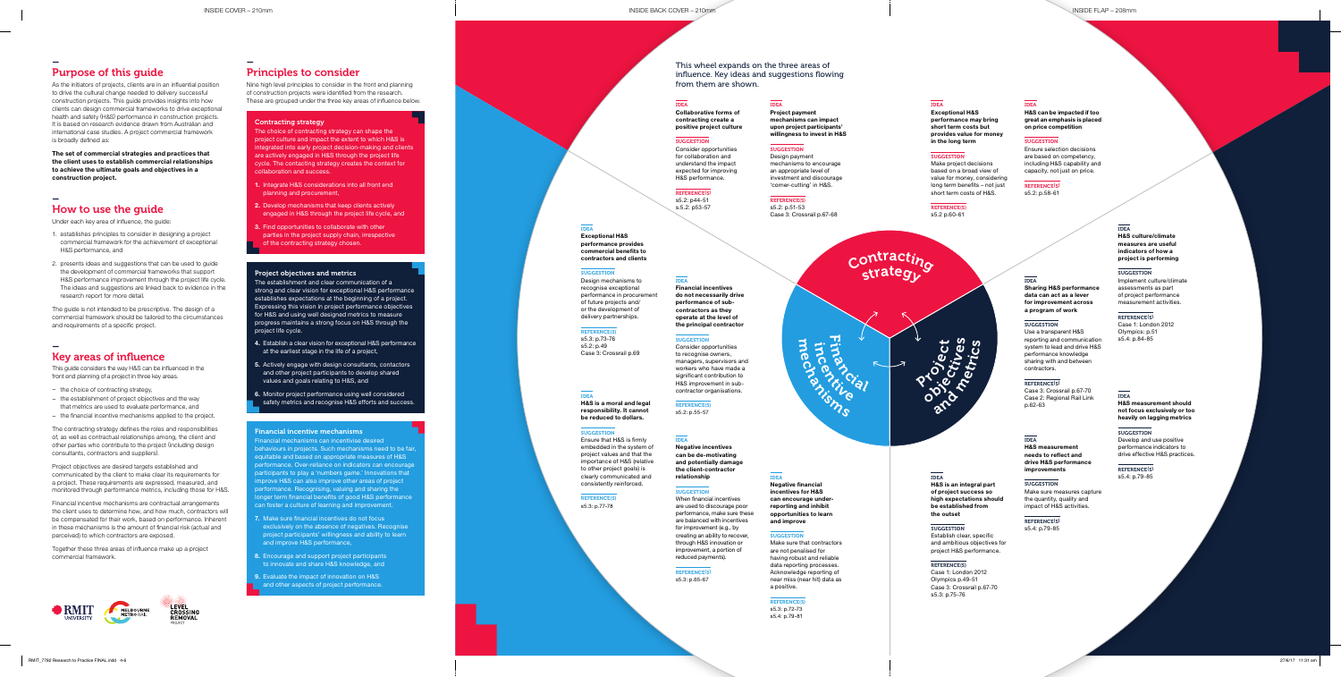## Purpose of this guide

As the initiators of projects, clients are in an influential position to drive the cultural change needed to delivery successful construction projects. This guide provides insights into how clients can design commercial frameworks to drive exceptional health and safety (H&S) performance in construction projects. It is based on research evidence drawn from Australian and international case studies. A project commercial framework is broadly defined as:

**The set of commercial strategies and practices that the client uses to establish commercial relationships to achieve the ultimate goals and objectives in a construction project.**

## How to use the guide

Under each key area of influence, the guide:

1. establishes principles to consider in designing a project commercial framework for the achievement of exceptional H&S performance, and
2. presents ideas and suggestions that can be used to guide the development of commercial frameworks that support H&S performance improvement through the project life cycle. The ideas and suggestions are linked back to evidence in the research report for more detail.

The guide is not intended to be prescriptive. The design of a commercial framework should be tailored to the circumstances and requirements of a specific project.

## Key areas of influence

This guide considers the way H&S can be influenced in the front end planning of a project in three key areas.

- the choice of contracting strategy,
- the establishment of project objectives and the way that metrics are used to evaluate performance, and
- the financial incentive mechanisms applied to the project.

The contracting strategy defines the roles and responsibilities of, as well as contractual relationships among, the client and other parties who contribute to the project (including design consultants, contractors and suppliers).

Project objectives are desired targets established and communicated by the client to make clear its requirements for a project. These requirements are expressed, measured, and monitored through performance metrics, including those for H&S.

Financial incentive mechanisms are contractual arrangements the client uses to determine how, and how much, contractors will be compensated for their work, based on performance. Inherent in these mechanisms is the amount of financial risk (actual and perceived) to which contractors are exposed.

Together these three areas of influence make up a project commercial framework.

## Principles to consider

Nine high level principles to consider in the front end planning of construction projects were identified from the research. These are grouped under the three key areas of influence below.

### Contracting strategy

The choice of contracting strategy can shape the project culture and impact the extent to which H&S is integrated into early project decision-making and clients are actively engaged in H&S through the project life cycle. The contacting strategy creates the context for collaboration and success.

1. Integrate H&S considerations into all front end planning and procurement,
2. Develop mechanisms that keep clients actively engaged in H&S through the project life cycle, and
3. Find opportunities to collaborate with other parties in the project supply chain, irrespective of the contracting strategy chosen.

### Project objectives and metrics

The establishment and clear communication of a strong and clear vision for exceptional H&S performance establishes expectations at the beginning of a project. Expressing this vision in project performance objectives for H&S and using well designed metrics to measure progress maintains a strong focus on H&S through the project life cycle.

4. Establish a clear vision for exceptional H&S performance at the earliest stage in the life of a project,
5. Actively engage with design consultants, contactors and other project participants to develop shared values and goals relating to H&S, and
6. Monitor project performance using well considered safety metrics and recognise H&S efforts and success.

### Financial incentive mechanisms

Financial mechanisms can incentivise desired behaviours in projects. Such mechanisms need to be fair, equitable and based on appropriate measures of H&S performance. Over-reliance on indicators can encourage participants to play a 'numbers game.' Innovations that improve H&S can also improve other areas of project performance. Recognising, valuing and sharing the longer term financial benefits of good H&S performance can foster a culture of learning and improvement.

7. Make sure financial incentives do not focus exclusively on the absence of negatives. Recognise project participants' willingness and ability to learn and improve H&S performance,
8. Encourage and support project participants to innovate and share H&S knowledge, and
9. Evaluate the impact of innovation on H&S and other aspects of project performance.

RMIT UNIVERSITY | MELBOURNE METRO RAIL | LEVEL CROSSING REMOVAL PROJECT

---

This wheel expands on the three areas of influence. Key ideas and suggestions flowing from them are shown.

Contracting strategy | Financial incentive mechanisms | Project objectives and metrics

### Contracting strategy

**IDEA**
**Collaborative forms of contracting create a positive project culture**

**SUGGESTION**
Consider opportunities for collaboration and understand the impact expected for improving H&S performance.

**REFERENCE(S)**
s5.2: p44-51
s.5.2: p53-57

**IDEA**
**Project payment mechanisms can impact upon project participants' willingness to invest in H&S**

**SUGGESTION**
Design payment mechanisms to encourage an appropriate level of investment and discourage 'corner-cutting' in H&S.

**REFERENCE(S)**
s5.2: p.51-53
Case 3: Crossrail p.67-68

**IDEA**
**Exceptional H&S performance may bring short term costs but provides value for money in the long term**

**SUGGESTION**
Make project decisions based on a broad view of value for money, considering long term benefits – not just short term costs of H&S.

**REFERENCE(S)**
s5.2 p.60-61

**IDEA**
**H&S can be impacted if too great an emphasis is placed on price competition**

**SUGGESTION**
Ensure selection decisions are based on competency, including H&S capability and capacity, not just on price.

**REFERENCE(S)**
s5.2: p.58-61

### Financial incentive mechanisms

**IDEA**
**Exceptional H&S performance provides commercial benefits to contractors and clients**

**SUGGESTION**
Design mechanisms to recognise exceptional performance in procurement of future projects and/or the development of delivery partnerships.

**REFERENCE(S)**
s5.3: p.73-76
s5.2: p.49
Case 3: Crossrail p.69

**IDEA**
**H&S is a moral and legal responsibility. It cannot be reduced to dollars.**

**SUGGESTION**
Ensure that H&S is firmly embedded in the system of project values and that the importance of H&S (relative to other project goals) is clearly communicated and consistently reinforced.

**REFERENCE(S)**
s5.3: p.77-78

**IDEA**
**Financial incentives do not necessarily drive performance of sub-contractors as they operate at the level of the principal contractor**

**SUGGESTION**
Consider opportunities to recognise owners, managers, supervisors and workers who have made a significant contribution to H&S improvement in sub-contractor organisations.

**REFERENCE(S)**
s5.2: p.55-57

**IDEA**
**Negative incentives can be de-motivating and potentially damage the client-contractor relationship**

**SUGGESTION**
When financial incentives are used to discourage poor performance, make sure these are balanced with incentives for improvement (e.g., by creating an ability to recover, through H&S innovation or improvement, a portion of reduced payments).

**REFERENCE(S)**
s5.3: p.65-67

**IDEA**
**Negative financial incentives for H&S can encourage under-reporting and inhibit opportunities to learn and improve**

**SUGGESTION**
Make sure that contractors are not penalised for having robust and reliable data reporting processes. Acknowledge reporting of near miss (near hit) data as a positive.

**REFERENCE(S)**
s5.3: p.72-73
s5.4: p.79-81

### Project objectives and metrics

**IDEA**
**H&S is an integral part of project success so high expectations should be established from the outset**

**SUGGESTION**
Establish clear, specific and ambitious objectives for project H&S performance.

**REFERENCE(S)**
Case 1: London 2012 Olympics p.49-51
Case 3: Crossrail p.67-70
s5.3: p.75-76

**IDEA**
**Sharing H&S performance data can act as a lever for improvement across a program of work**

**SUGGESTION**
Use a transparent H&S reporting and communication system to lead and drive H&S performance knowledge sharing with and between contractors.

**REFERENCE(S)**
Case 3: Crossrail p.67-70
Case 2: Regional Rail Link p.62-63

**IDEA**
**H&S measurement needs to reflect and drive H&S performance improvements**

**SUGGESTION**
Make sure measures capture the quantity, quality and impact of H&S activities.

**REFERENCE(S)**
s5.4: p.79-85

**IDEA**
**H&S culture/climate measures are useful indicators of how a project is performing**

**SUGGESTION**
Implement culture/climate assessments as part of project performance measurement activities.

**REFERENCE(S)**
Case 1: London 2012 Olympics: p.51
s5.4: p.84-85

**IDEA**
**H&S measurement should not focus exclusively or too heavily on lagging metrics**

**SUGGESTION**
Develop and use positive performance indicators to drive effective H&S practices.

**REFERENCE(S)**
s5.4: p.79-85